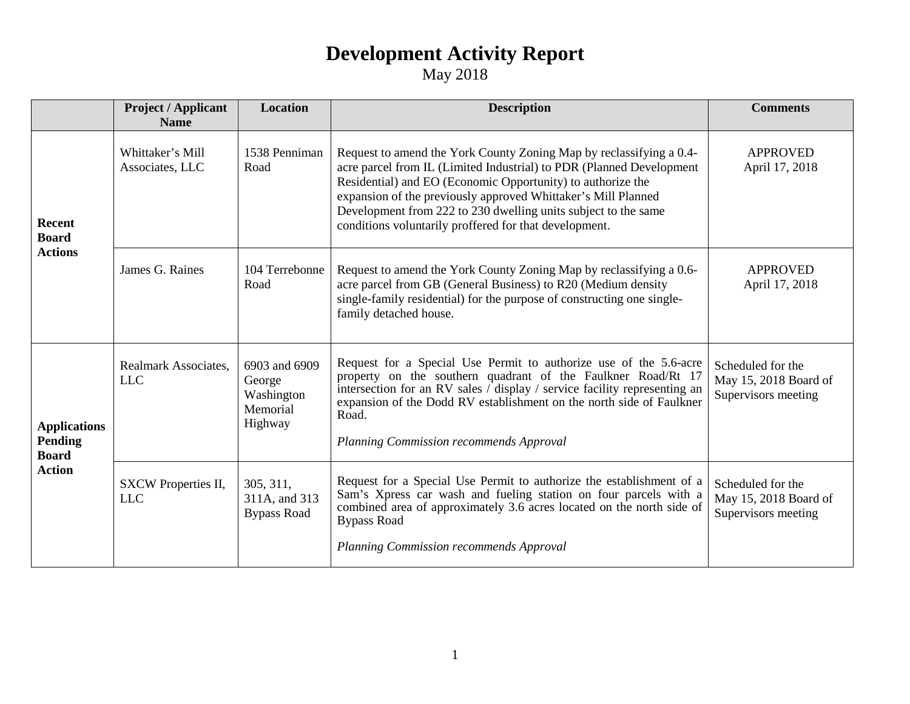# Development Activity Report

May 2018

| | Project / Applicant Name | Location | Description | Comments |
|---|---|---|---|---|
| **Recent Board Actions** | Whittaker's Mill Associates, LLC | 1538 Penniman Road | Request to amend the York County Zoning Map by reclassifying a 0.4-acre parcel from IL (Limited Industrial) to PDR (Planned Development Residential) and EO (Economic Opportunity) to authorize the expansion of the previously approved Whittaker's Mill Planned Development from 222 to 230 dwelling units subject to the same conditions voluntarily proffered for that development. | APPROVED April 17, 2018 |
| | James G. Raines | 104 Terrebonne Road | Request to amend the York County Zoning Map by reclassifying a 0.6-acre parcel from GB (General Business) to R20 (Medium density single-family residential) for the purpose of constructing one single-family detached house. | APPROVED April 17, 2018 |
| **Applications Pending Board Action** | Realmark Associates, LLC | 6903 and 6909 George Washington Memorial Highway | Request for a Special Use Permit to authorize use of the 5.6-acre property on the southern quadrant of the Faulkner Road/Rt 17 intersection for an RV sales / display / service facility representing an expansion of the Dodd RV establishment on the north side of Faulkner Road.<br><br>*Planning Commission recommends Approval* | Scheduled for the May 15, 2018 Board of Supervisors meeting |
| | SXCW Properties II, LLC | 305, 311, 311A, and 313 Bypass Road | Request for a Special Use Permit to authorize the establishment of a Sam's Xpress car wash and fueling station on four parcels with a combined area of approximately 3.6 acres located on the north side of Bypass Road<br><br>*Planning Commission recommends Approval* | Scheduled for the May 15, 2018 Board of Supervisors meeting |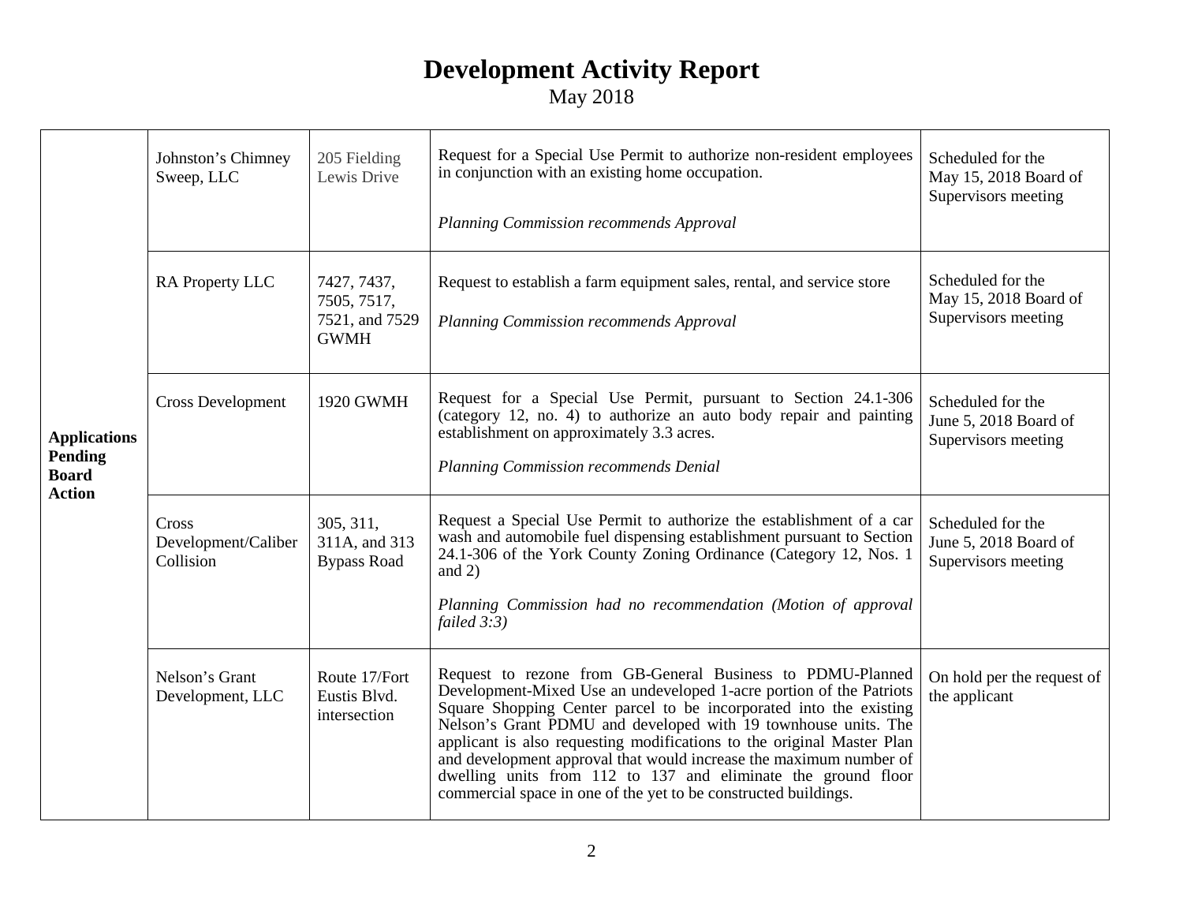# Development Activity Report

May 2018

| | | | | |
|---|---|---|---|---|
| **Applications Pending Board Action** | Johnston's Chimney Sweep, LLC | 205 Fielding Lewis Drive | Request for a Special Use Permit to authorize non-resident employees in conjunction with an existing home occupation.<br><br>*Planning Commission recommends Approval* | Scheduled for the May 15, 2018 Board of Supervisors meeting |
| | RA Property LLC | 7427, 7437, 7505, 7517, 7521, and 7529 GWMH | Request to establish a farm equipment sales, rental, and service store<br><br>*Planning Commission recommends Approval* | Scheduled for the May 15, 2018 Board of Supervisors meeting |
| | Cross Development | 1920 GWMH | Request for a Special Use Permit, pursuant to Section 24.1-306 (category 12, no. 4) to authorize an auto body repair and painting establishment on approximately 3.3 acres.<br><br>*Planning Commission recommends Denial* | Scheduled for the June 5, 2018 Board of Supervisors meeting |
| | Cross Development/Caliber Collision | 305, 311, 311A, and 313 Bypass Road | Request a Special Use Permit to authorize the establishment of a car wash and automobile fuel dispensing establishment pursuant to Section 24.1-306 of the York County Zoning Ordinance (Category 12, Nos. 1 and 2)<br><br>*Planning Commission had no recommendation (Motion of approval failed 3:3)* | Scheduled for the June 5, 2018 Board of Supervisors meeting |
| | Nelson's Grant Development, LLC | Route 17/Fort Eustis Blvd. intersection | Request to rezone from GB-General Business to PDMU-Planned Development-Mixed Use an undeveloped 1-acre portion of the Patriots Square Shopping Center parcel to be incorporated into the existing Nelson's Grant PDMU and developed with 19 townhouse units. The applicant is also requesting modifications to the original Master Plan and development approval that would increase the maximum number of dwelling units from 112 to 137 and eliminate the ground floor commercial space in one of the yet to be constructed buildings. | On hold per the request of the applicant |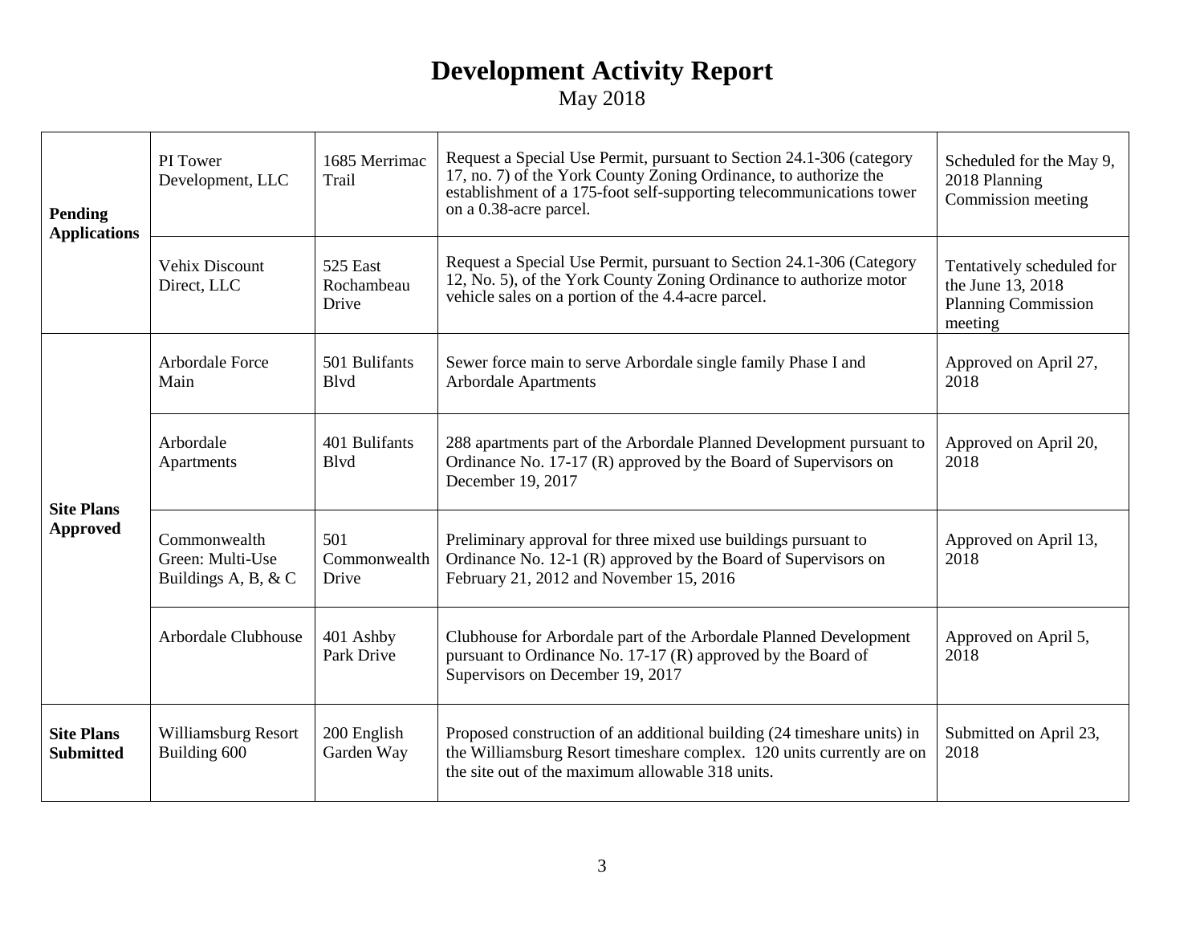# Development Activity Report

May 2018

| | | | | |
|---|---|---|---|---|
| **Pending Applications** | PI Tower Development, LLC | 1685 Merrimac Trail | Request a Special Use Permit, pursuant to Section 24.1-306 (category 17, no. 7) of the York County Zoning Ordinance, to authorize the establishment of a 175-foot self-supporting telecommunications tower on a 0.38-acre parcel. | Scheduled for the May 9, 2018 Planning Commission meeting |
| | Vehix Discount Direct, LLC | 525 East Rochambeau Drive | Request a Special Use Permit, pursuant to Section 24.1-306 (Category 12, No. 5), of the York County Zoning Ordinance to authorize motor vehicle sales on a portion of the 4.4-acre parcel. | Tentatively scheduled for the June 13, 2018 Planning Commission meeting |
| **Site Plans Approved** | Arbordale Force Main | 501 Bulifants Blvd | Sewer force main to serve Arbordale single family Phase I and Arbordale Apartments | Approved on April 27, 2018 |
| | Arbordale Apartments | 401 Bulifants Blvd | 288 apartments part of the Arbordale Planned Development pursuant to Ordinance No. 17-17 (R) approved by the Board of Supervisors on December 19, 2017 | Approved on April 20, 2018 |
| | Commonwealth Green: Multi-Use Buildings A, B, & C | 501 Commonwealth Drive | Preliminary approval for three mixed use buildings pursuant to Ordinance No. 12-1 (R) approved by the Board of Supervisors on February 21, 2012 and November 15, 2016 | Approved on April 13, 2018 |
| | Arbordale Clubhouse | 401 Ashby Park Drive | Clubhouse for Arbordale part of the Arbordale Planned Development pursuant to Ordinance No. 17-17 (R) approved by the Board of Supervisors on December 19, 2017 | Approved on April 5, 2018 |
| **Site Plans Submitted** | Williamsburg Resort Building 600 | 200 English Garden Way | Proposed construction of an additional building (24 timeshare units) in the Williamsburg Resort timeshare complex. 120 units currently are on the site out of the maximum allowable 318 units. | Submitted on April 23, 2018 |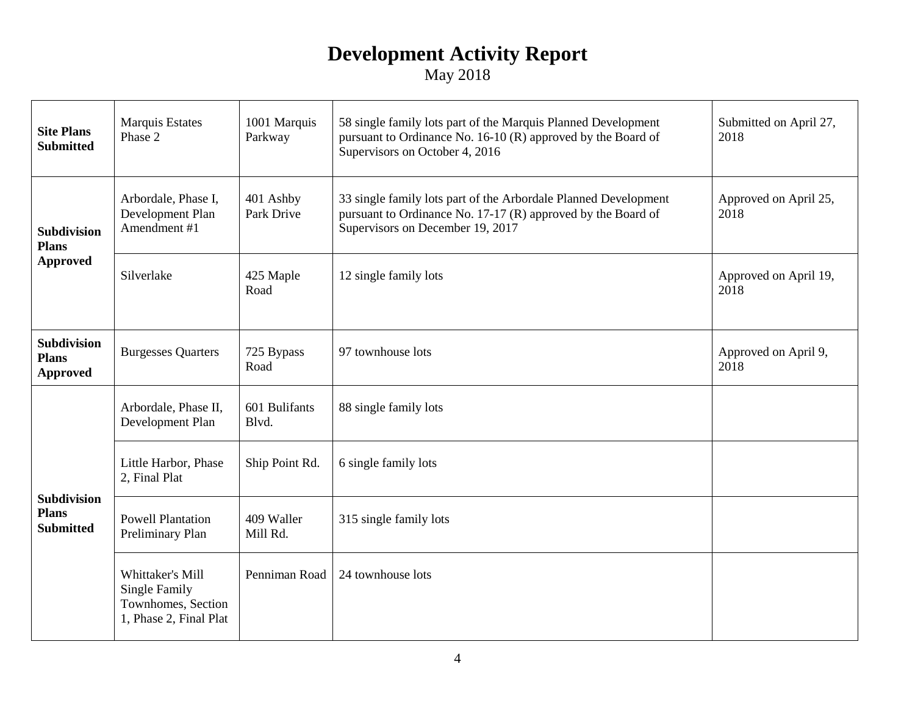# Development Activity Report

May 2018

| | | | | |
|---|---|---|---|---|
| **Site Plans Submitted** | Marquis Estates Phase 2 | 1001 Marquis Parkway | 58 single family lots part of the Marquis Planned Development pursuant to Ordinance No. 16-10 (R) approved by the Board of Supervisors on October 4, 2016 | Submitted on April 27, 2018 |
| **Subdivision Plans Approved** | Arbordale, Phase I, Development Plan Amendment #1 | 401 Ashby Park Drive | 33 single family lots part of the Arbordale Planned Development pursuant to Ordinance No. 17-17 (R) approved by the Board of Supervisors on December 19, 2017 | Approved on April 25, 2018 |
| | Silverlake | 425 Maple Road | 12 single family lots | Approved on April 19, 2018 |
| **Subdivision Plans Approved** | Burgesses Quarters | 725 Bypass Road | 97 townhouse lots | Approved on April 9, 2018 |
| **Subdivision Plans Submitted** | Arbordale, Phase II, Development Plan | 601 Bulifants Blvd. | 88 single family lots | |
| | Little Harbor, Phase 2, Final Plat | Ship Point Rd. | 6 single family lots | |
| | Powell Plantation Preliminary Plan | 409 Waller Mill Rd. | 315 single family lots | |
| | Whittaker's Mill Single Family Townhomes, Section 1, Phase 2, Final Plat | Penniman Road | 24 townhouse lots | |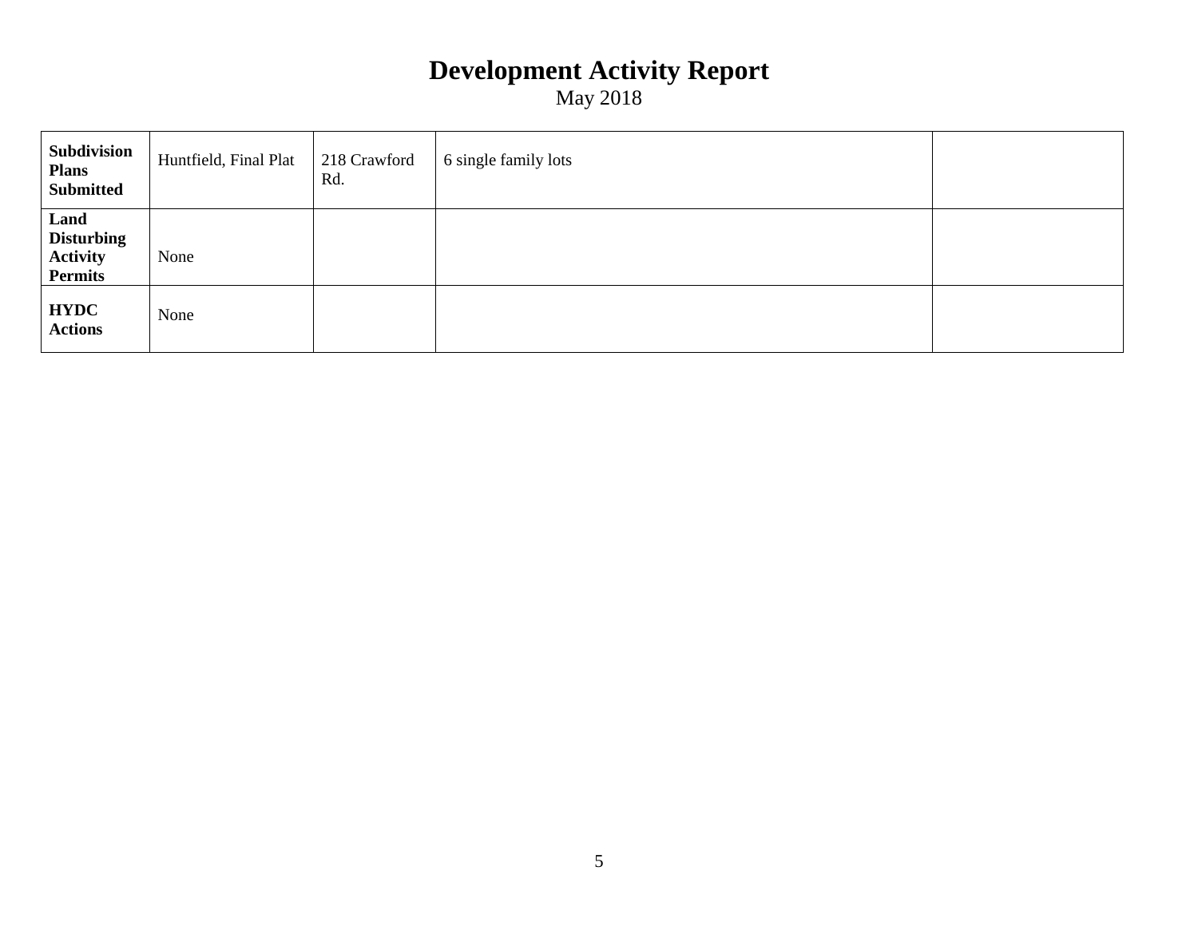# Development Activity Report

May 2018

| | | | | |
|---|---|---|---|---|
| **Subdivision Plans Submitted** | Huntfield, Final Plat | 218 Crawford Rd. | 6 single family lots | |
| **Land Disturbing Activity Permits** | None | | | |
| **HYDC Actions** | None | | | |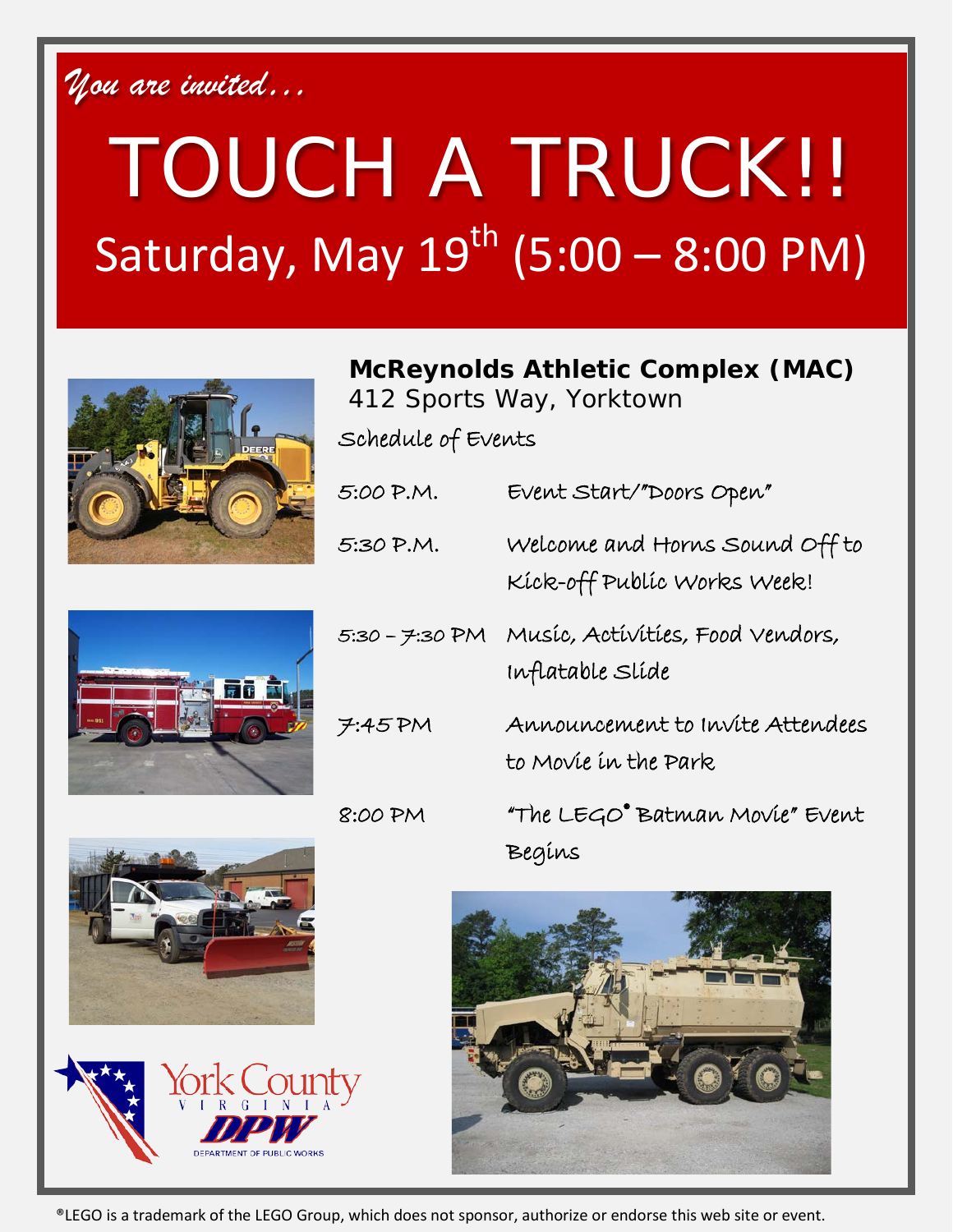*You are invited…*

# TOUCH A TRUCK!!

## Saturday, May 19th (5:00 – 8:00 PM)

**McReynolds Athletic Complex (MAC)**
412 Sports Way, Yorktown

Schedule of Events

| | |
|---|---|
| 5:00 P.M. | Event Start/"Doors Open" |
| 5:30 P.M. | Welcome and Horns Sound Off to Kick-off Public Works Week! |
| 5:30 – 7:30 PM | Music, Activities, Food Vendors, Inflatable Slide |
| 7:45 PM | Announcement to Invite Attendees to Movie in the Park |
| 8:00 PM | "The LEGO® Batman Movie" Event Begins |

York County VIRGINIA DPW DEPARTMENT OF PUBLIC WORKS

®LEGO is a trademark of the LEGO Group, which does not sponsor, authorize or endorse this web site or event.